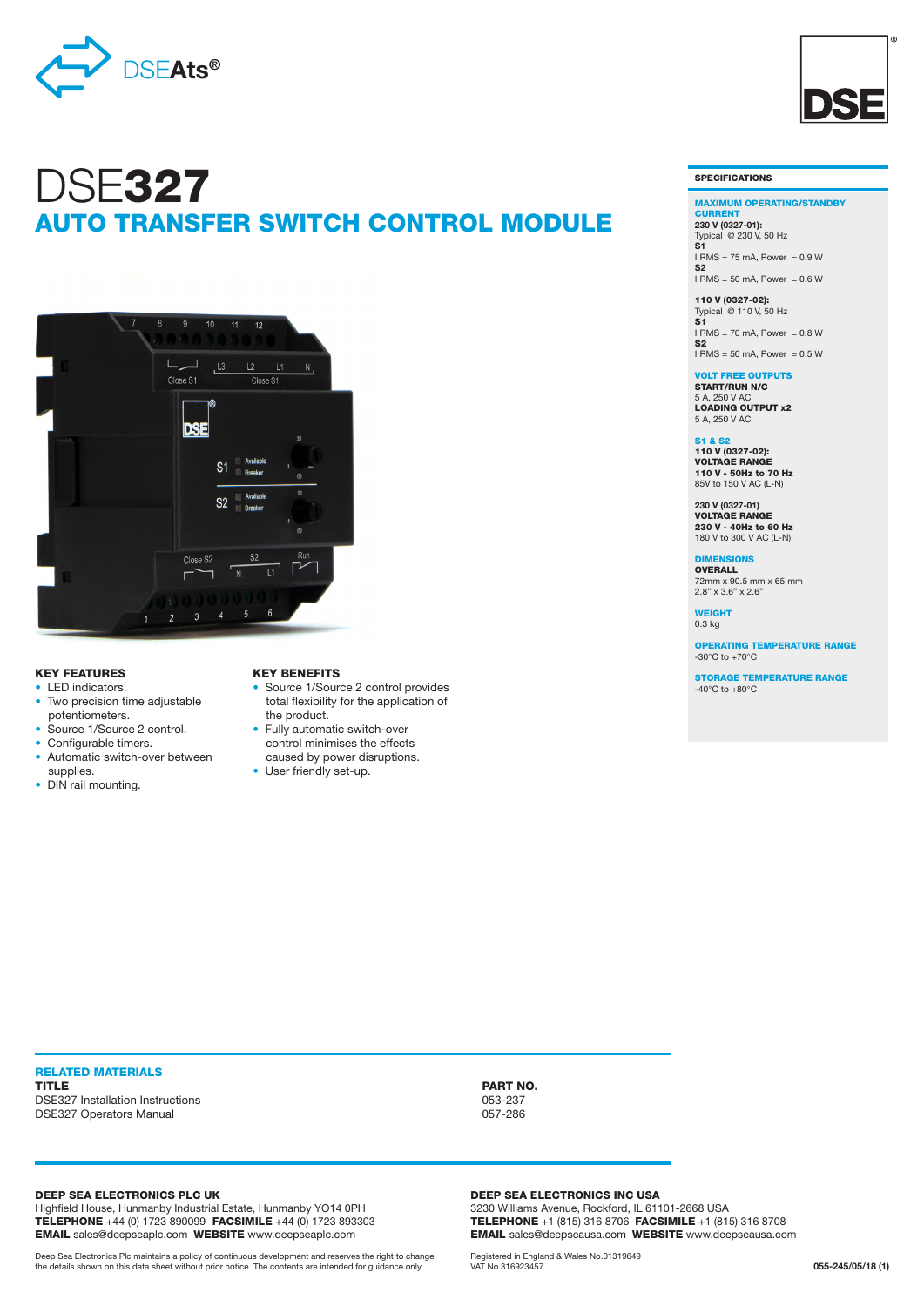DSEAts®

# DSE327

## AUTO TRANSFER SWITCH CONTROL MODULE

### KEY FEATURES

- LED indicators.
- Two precision time adjustable potentiometers.
- Source 1/Source 2 control.
- Configurable timers.
- Automatic switch-over between supplies.
- DIN rail mounting.

### KEY BENEFITS

- Source 1/Source 2 control provides total flexibility for the application of the product.
- Fully automatic switch-over control minimises the effects caused by power disruptions.
- User friendly set-up.

### SPECIFICATIONS

**MAXIMUM OPERATING/STANDBY CURRENT**

**230 V (0327-01):**
Typical @ 230 V, 50 Hz
**S1**
I RMS = 75 mA, Power = 0.9 W
**S2**
I RMS = 50 mA, Power = 0.6 W

**110 V (0327-02):**
Typical @ 110 V, 50 Hz
**S1**
I RMS = 70 mA, Power = 0.8 W
**S2**
I RMS = 50 mA, Power = 0.5 W

**VOLT FREE OUTPUTS**

**START/RUN N/C**
5 A, 250 V AC
**LOADING OUTPUT x2**
5 A, 250 V AC

**S1 & S2**

**110 V (0327-02):**
**VOLTAGE RANGE**
**110 V - 50Hz to 70 Hz**
85V to 150 V AC (L-N)

**230 V (0327-01)**
**VOLTAGE RANGE**
**230 V - 40Hz to 60 Hz**
180 V to 300 V AC (L-N)

**DIMENSIONS**

**OVERALL**
72mm x 90.5 mm x 65 mm
2.8" x 3.6" x 2.6"

**WEIGHT**

0.3 kg

**OPERATING TEMPERATURE RANGE**

-30°C to +70°C

**STORAGE TEMPERATURE RANGE**

-40°C to +80°C

### RELATED MATERIALS

| TITLE | PART NO. |
|---|---|
| DSE327 Installation Instructions | 053-237 |
| DSE327 Operators Manual | 057-286 |

**DEEP SEA ELECTRONICS PLC UK**
Highfield House, Hunmanby Industrial Estate, Hunmanby YO14 0PH
**TELEPHONE** +44 (0) 1723 890099 **FACSIMILE** +44 (0) 1723 893303
**EMAIL** sales@deepseaplc.com **WEBSITE** www.deepseaplc.com

**DEEP SEA ELECTRONICS INC USA**
3230 Williams Avenue, Rockford, IL 61101-2668 USA
**TELEPHONE** +1 (815) 316 8706 **FACSIMILE** +1 (815) 316 8708
**EMAIL** sales@deepseausa.com **WEBSITE** www.deepseausa.com

Deep Sea Electronics Plc maintains a policy of continuous development and reserves the right to change the details shown on this data sheet without prior notice. The contents are intended for guidance only.

Registered in England & Wales No.01319649
VAT No.316923457

055-245/05/18 (1)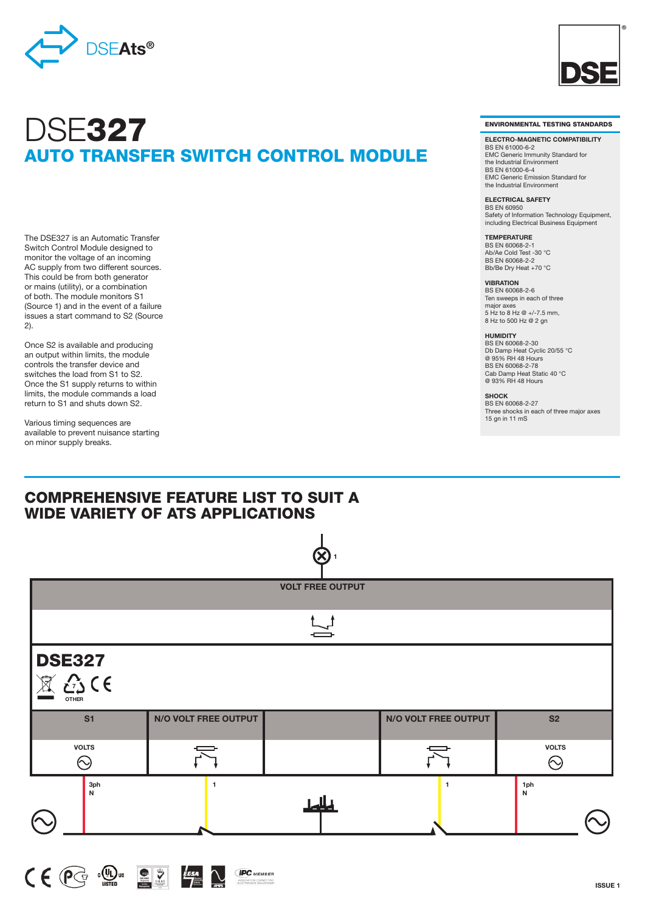# DSE327

## AUTO TRANSFER SWITCH CONTROL MODULE

The DSE327 is an Automatic Transfer Switch Control Module designed to monitor the voltage of an incoming AC supply from two different sources. This could be from both generator or mains (utility), or a combination of both. The module monitors S1 (Source 1) and in the event of a failure issues a start command to S2 (Source 2).

Once S2 is available and producing an output within limits, the module controls the transfer device and switches the load from S1 to S2. Once the S1 supply returns to within limits, the module commands a load return to S1 and shuts down S2.

Various timing sequences are available to prevent nuisance starting on minor supply breaks.

### ENVIRONMENTAL TESTING STANDARDS

**ELECTRO-MAGNETIC COMPATIBILITY**
BS EN 61000-6-2
EMC Generic Immunity Standard for the Industrial Environment
BS EN 61000-6-4
EMC Generic Emission Standard for the Industrial Environment

**ELECTRICAL SAFETY**
BS EN 60950
Safety of Information Technology Equipment, including Electrical Business Equipment

**TEMPERATURE**
BS EN 60068-2-1
Ab/Ae Cold Test -30 °C
BS EN 60068-2-2
Bb/Be Dry Heat +70 °C

**VIBRATION**
BS EN 60068-2-6
Ten sweeps in each of three major axes
5 Hz to 8 Hz @ +/-7.5 mm,
8 Hz to 500 Hz @ 2 gn

**HUMIDITY**
BS EN 60068-2-30
Db Damp Heat Cyclic 20/55 °C @ 95% RH 48 Hours
BS EN 60068-2-78
Cab Damp Heat Static 40 °C @ 93% RH 48 Hours

**SHOCK**
BS EN 60068-2-27
Three shocks in each of three major axes
15 gn in 11 mS

## COMPREHENSIVE FEATURE LIST TO SUIT A WIDE VARIETY OF ATS APPLICATIONS

1

VOLT FREE OUTPUT

DSE327

OTHER

S1
N/O VOLT FREE OUTPUT
N/O VOLT FREE OUTPUT
S2

VOLTS
VOLTS

3ph
N

1

1

1ph
N

ISSUE 1